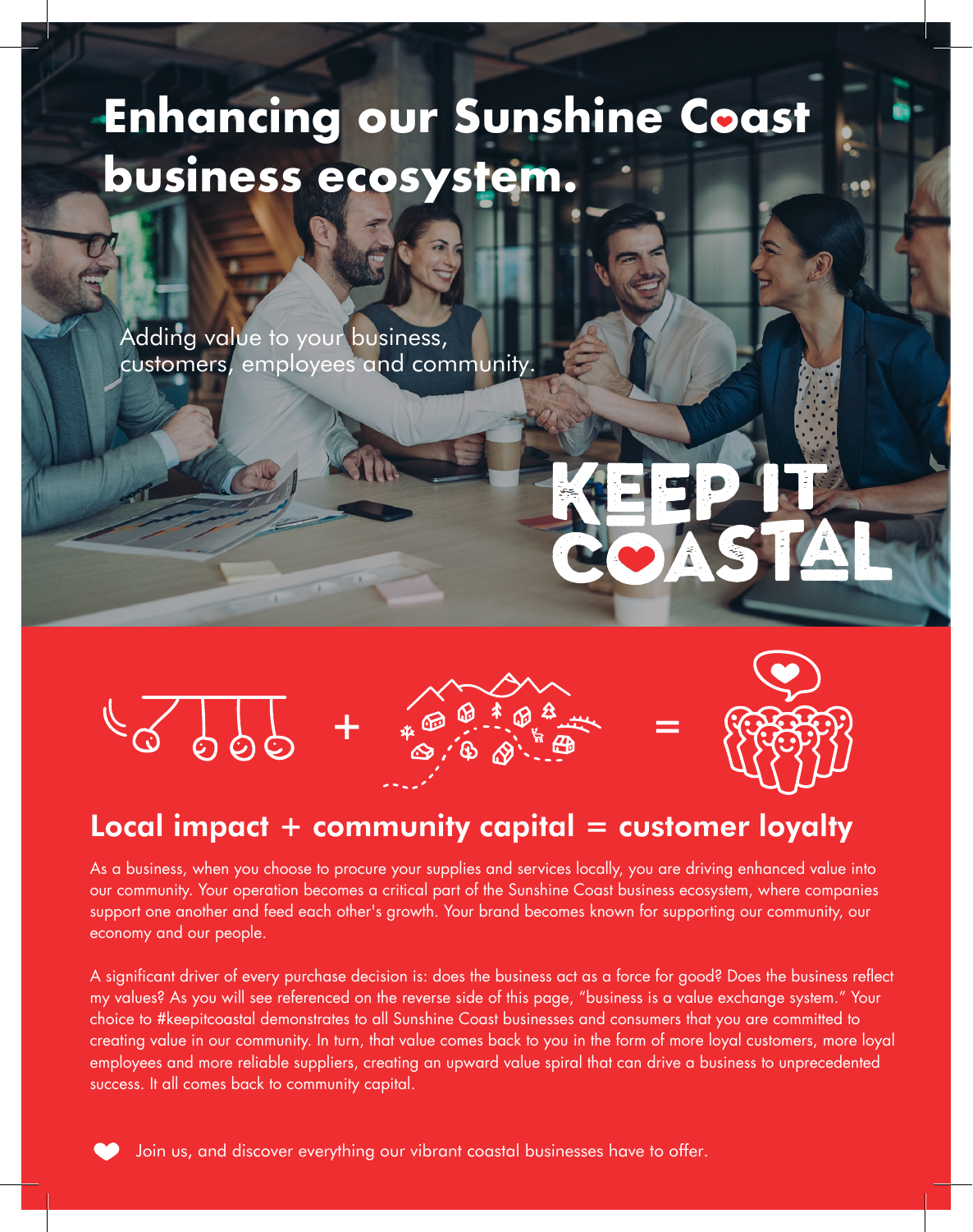# Enhancing our Sunshine Coast business ecosystem.

Adding value to your business, customers, employees and community.

KEEP IT COASTAL

## Local impact + community capital = customer loyalty

As a business, when you choose to procure your supplies and services locally, you are driving enhanced value into our community. Your operation becomes a critical part of the Sunshine Coast business ecosystem, where companies support one another and feed each other's growth. Your brand becomes known for supporting our community, our economy and our people.

A significant driver of every purchase decision is: does the business act as a force for good? Does the business reflect my values? As you will see referenced on the reverse side of this page, "business is a value exchange system." Your choice to #keepitcoastal demonstrates to all Sunshine Coast businesses and consumers that you are committed to creating value in our community. In turn, that value comes back to you in the form of more loyal customers, more loyal employees and more reliable suppliers, creating an upward value spiral that can drive a business to unprecedented success. It all comes back to community capital.

Join us, and discover everything our vibrant coastal businesses have to offer.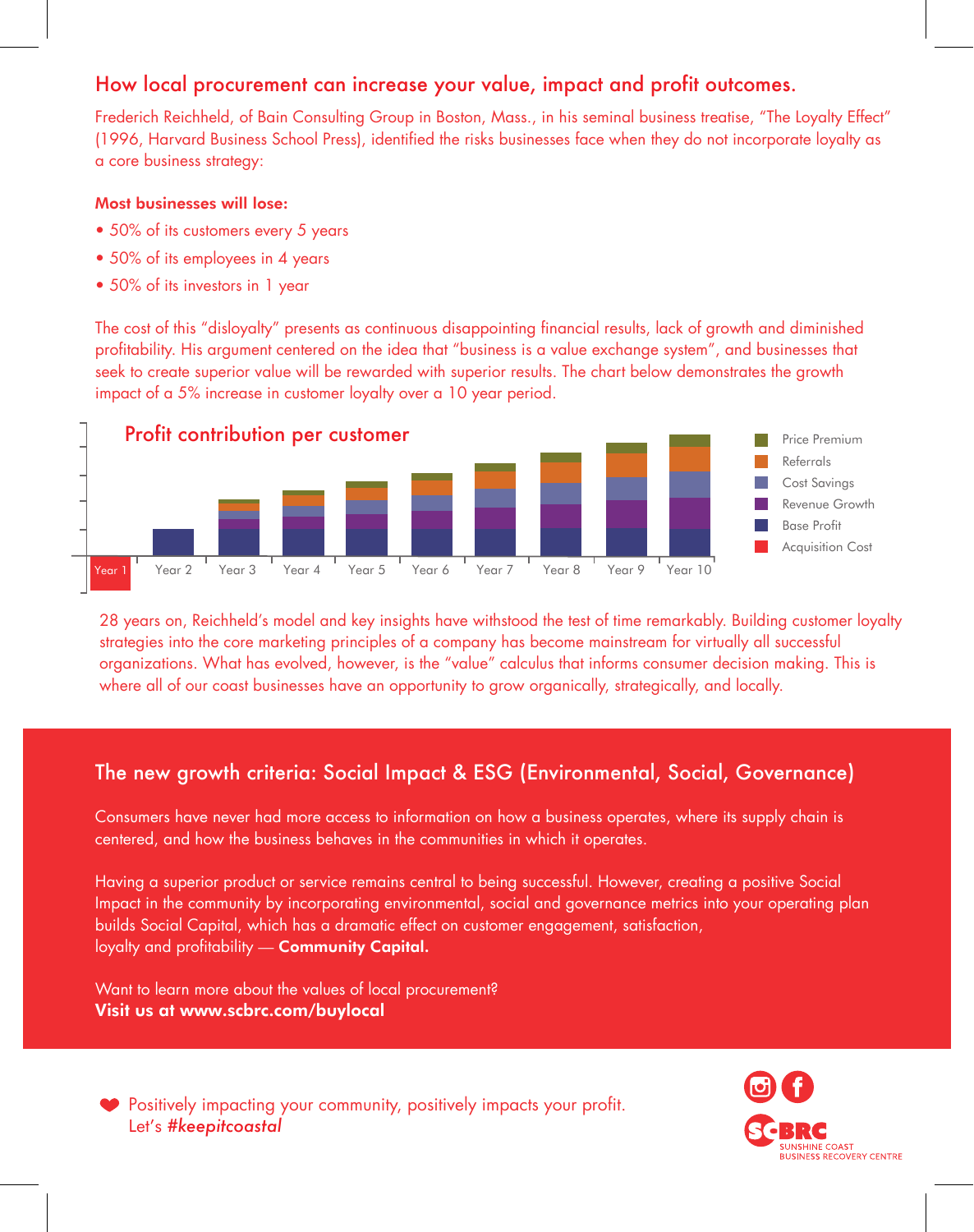## How local procurement can increase your value, impact and profit outcomes.

Frederich Reichheld, of Bain Consulting Group in Boston, Mass., in his seminal business treatise, "The Loyalty Effect" (1996, Harvard Business School Press), identified the risks businesses face when they do not incorporate loyalty as a core business strategy:

**Most businesses will lose:**

- 50% of its customers every 5 years
- 50% of its employees in 4 years
- 50% of its investors in 1 year

The cost of this "disloyalty" presents as continuous disappointing financial results, lack of growth and diminished profitability. His argument centered on the idea that "business is a value exchange system", and businesses that seek to create superior value will be rewarded with superior results. The chart below demonstrates the growth impact of a 5% increase in customer loyalty over a 10 year period.

Profit contribution per customer

Year 1
Year 2
Year 3
Year 4
Year 5
Year 6
Year 7
Year 8
Year 9
Year 10

Price Premium
Referrals
Cost Savings
Revenue Growth
Base Profit
Acquisition Cost

28 years on, Reichheld's model and key insights have withstood the test of time remarkably. Building customer loyalty strategies into the core marketing principles of a company has become mainstream for virtually all successful organizations. What has evolved, however, is the "value" calculus that informs consumer decision making. This is where all of our coast businesses have an opportunity to grow organically, strategically, and locally.

## The new growth criteria: Social Impact & ESG (Environmental, Social, Governance)

Consumers have never had more access to information on how a business operates, where its supply chain is centered, and how the business behaves in the communities in which it operates.

Having a superior product or service remains central to being successful. However, creating a positive Social Impact in the community by incorporating environmental, social and governance metrics into your operating plan builds Social Capital, which has a dramatic effect on customer engagement, satisfaction, loyalty and profitability — **Community Capital.**

Want to learn more about the values of local procurement?
**Visit us at www.scbrc.com/buylocal**

Positively impacting your community, positively impacts your profit.
Let's *#keepitcoastal*

SCBRC
SUNSHINE COAST BUSINESS RECOVERY CENTRE